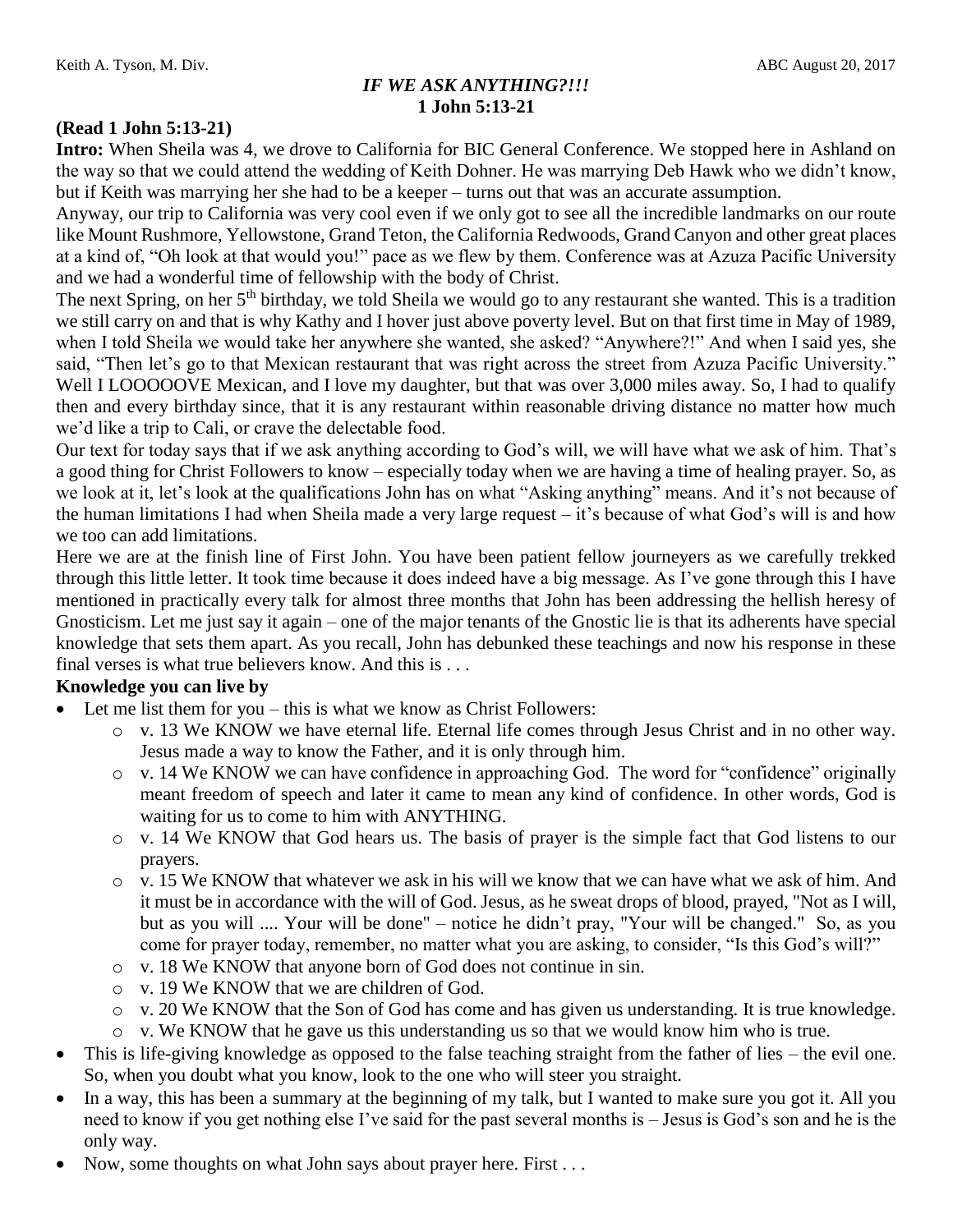Keith A. Tyson, M. Div. ABC August 20, 2017

# *IF WE ASK ANYTHING?!!!*
## 1 John 5:13-21

**(Read 1 John 5:13-21)**

**Intro:** When Sheila was 4, we drove to California for BIC General Conference. We stopped here in Ashland on the way so that we could attend the wedding of Keith Dohner. He was marrying Deb Hawk who we didn't know, but if Keith was marrying her she had to be a keeper – turns out that was an accurate assumption.

Anyway, our trip to California was very cool even if we only got to see all the incredible landmarks on our route like Mount Rushmore, Yellowstone, Grand Teton, the California Redwoods, Grand Canyon and other great places at a kind of, "Oh look at that would you!" pace as we flew by them. Conference was at Azuza Pacific University and we had a wonderful time of fellowship with the body of Christ.

The next Spring, on her 5th birthday, we told Sheila we would go to any restaurant she wanted. This is a tradition we still carry on and that is why Kathy and I hover just above poverty level. But on that first time in May of 1989, when I told Sheila we would take her anywhere she wanted, she asked? "Anywhere?!" And when I said yes, she said, "Then let's go to that Mexican restaurant that was right across the street from Azuza Pacific University." Well I LOOOOOVE Mexican, and I love my daughter, but that was over 3,000 miles away. So, I had to qualify then and every birthday since, that it is any restaurant within reasonable driving distance no matter how much we'd like a trip to Cali, or crave the delectable food.

Our text for today says that if we ask anything according to God's will, we will have what we ask of him. That's a good thing for Christ Followers to know – especially today when we are having a time of healing prayer. So, as we look at it, let's look at the qualifications John has on what "Asking anything" means. And it's not because of the human limitations I had when Sheila made a very large request – it's because of what God's will is and how we too can add limitations.

Here we are at the finish line of First John. You have been patient fellow journeyers as we carefully trekked through this little letter. It took time because it does indeed have a big message. As I've gone through this I have mentioned in practically every talk for almost three months that John has been addressing the hellish heresy of Gnosticism. Let me just say it again – one of the major tenants of the Gnostic lie is that its adherents have special knowledge that sets them apart. As you recall, John has debunked these teachings and now his response in these final verses is what true believers know. And this is . . .

**Knowledge you can live by**

- Let me list them for you – this is what we know as Christ Followers:
  - v. 13 We KNOW we have eternal life. Eternal life comes through Jesus Christ and in no other way. Jesus made a way to know the Father, and it is only through him.
  - v. 14 We KNOW we can have confidence in approaching God. The word for "confidence" originally meant freedom of speech and later it came to mean any kind of confidence. In other words, God is waiting for us to come to him with ANYTHING.
  - v. 14 We KNOW that God hears us. The basis of prayer is the simple fact that God listens to our prayers.
  - v. 15 We KNOW that whatever we ask in his will we know that we can have what we ask of him. And it must be in accordance with the will of God. Jesus, as he sweat drops of blood, prayed, "Not as I will, but as you will .... Your will be done" – notice he didn't pray, "Your will be changed." So, as you come for prayer today, remember, no matter what you are asking, to consider, "Is this God's will?"
  - v. 18 We KNOW that anyone born of God does not continue in sin.
  - v. 19 We KNOW that we are children of God.
  - v. 20 We KNOW that the Son of God has come and has given us understanding. It is true knowledge.
  - v. We KNOW that he gave us this understanding us so that we would know him who is true.
- This is life-giving knowledge as opposed to the false teaching straight from the father of lies – the evil one. So, when you doubt what you know, look to the one who will steer you straight.
- In a way, this has been a summary at the beginning of my talk, but I wanted to make sure you got it. All you need to know if you get nothing else I've said for the past several months is – Jesus is God's son and he is the only way.
- Now, some thoughts on what John says about prayer here. First . . .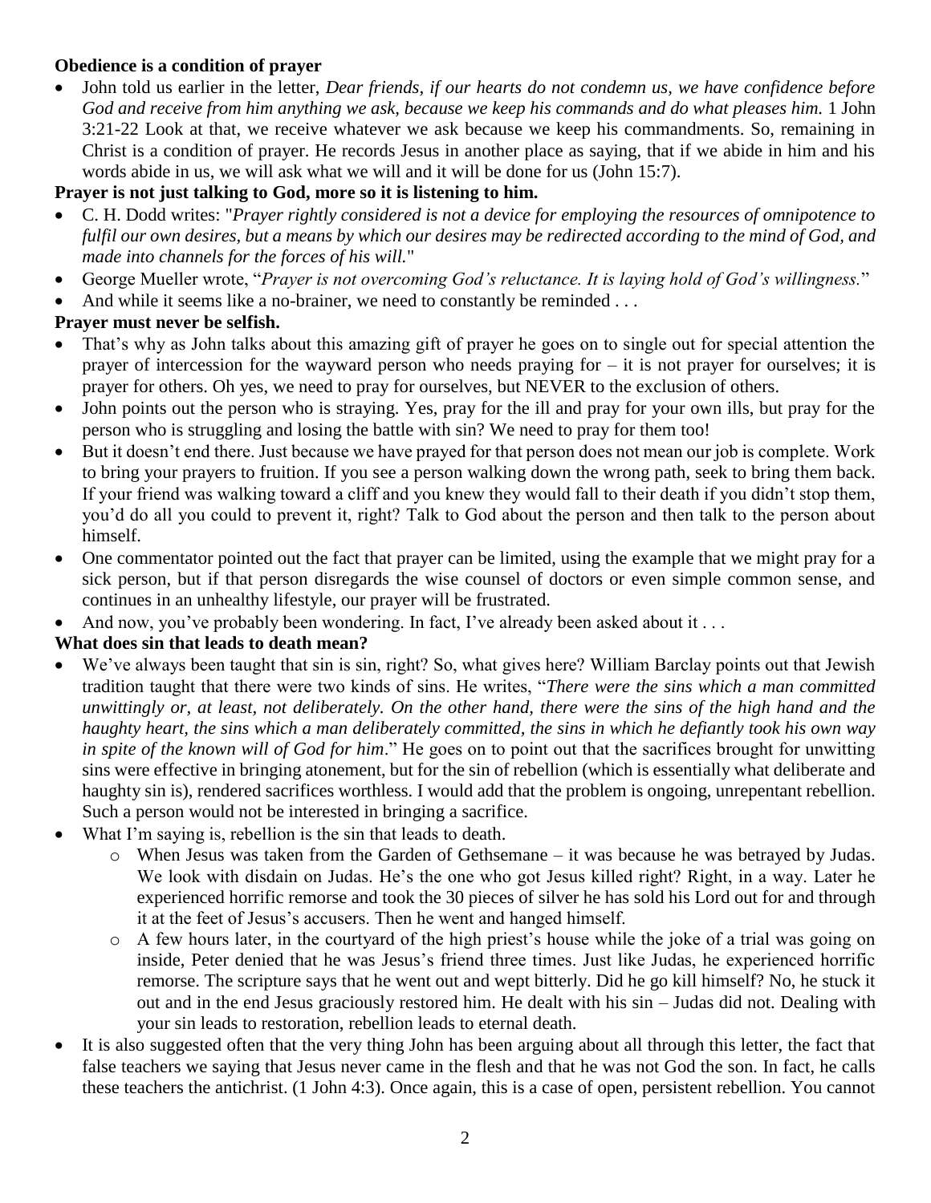**Obedience is a condition of prayer**

- John told us earlier in the letter, *Dear friends, if our hearts do not condemn us, we have confidence before God and receive from him anything we ask, because we keep his commands and do what pleases him.* 1 John 3:21-22 Look at that, we receive whatever we ask because we keep his commandments. So, remaining in Christ is a condition of prayer. He records Jesus in another place as saying, that if we abide in him and his words abide in us, we will ask what we will and it will be done for us (John 15:7).

**Prayer is not just talking to God, more so it is listening to him.**

- C. H. Dodd writes: "*Prayer rightly considered is not a device for employing the resources of omnipotence to fulfil our own desires, but a means by which our desires may be redirected according to the mind of God, and made into channels for the forces of his will.*"
- George Mueller wrote, "*Prayer is not overcoming God's reluctance. It is laying hold of God's willingness.*"
- And while it seems like a no-brainer, we need to constantly be reminded . . .

**Prayer must never be selfish.**

- That's why as John talks about this amazing gift of prayer he goes on to single out for special attention the prayer of intercession for the wayward person who needs praying for – it is not prayer for ourselves; it is prayer for others. Oh yes, we need to pray for ourselves, but NEVER to the exclusion of others.
- John points out the person who is straying. Yes, pray for the ill and pray for your own ills, but pray for the person who is struggling and losing the battle with sin? We need to pray for them too!
- But it doesn't end there. Just because we have prayed for that person does not mean our job is complete. Work to bring your prayers to fruition. If you see a person walking down the wrong path, seek to bring them back. If your friend was walking toward a cliff and you knew they would fall to their death if you didn't stop them, you'd do all you could to prevent it, right? Talk to God about the person and then talk to the person about himself.
- One commentator pointed out the fact that prayer can be limited, using the example that we might pray for a sick person, but if that person disregards the wise counsel of doctors or even simple common sense, and continues in an unhealthy lifestyle, our prayer will be frustrated.
- And now, you've probably been wondering. In fact, I've already been asked about it . . .

**What does sin that leads to death mean?**

- We've always been taught that sin is sin, right? So, what gives here? William Barclay points out that Jewish tradition taught that there were two kinds of sins. He writes, "*There were the sins which a man committed unwittingly or, at least, not deliberately. On the other hand, there were the sins of the high hand and the haughty heart, the sins which a man deliberately committed, the sins in which he defiantly took his own way in spite of the known will of God for him*." He goes on to point out that the sacrifices brought for unwitting sins were effective in bringing atonement, but for the sin of rebellion (which is essentially what deliberate and haughty sin is), rendered sacrifices worthless. I would add that the problem is ongoing, unrepentant rebellion. Such a person would not be interested in bringing a sacrifice.
- What I'm saying is, rebellion is the sin that leads to death.
  - When Jesus was taken from the Garden of Gethsemane – it was because he was betrayed by Judas. We look with disdain on Judas. He's the one who got Jesus killed right? Right, in a way. Later he experienced horrific remorse and took the 30 pieces of silver he has sold his Lord out for and through it at the feet of Jesus's accusers. Then he went and hanged himself.
  - A few hours later, in the courtyard of the high priest's house while the joke of a trial was going on inside, Peter denied that he was Jesus's friend three times. Just like Judas, he experienced horrific remorse. The scripture says that he went out and wept bitterly. Did he go kill himself? No, he stuck it out and in the end Jesus graciously restored him. He dealt with his sin – Judas did not. Dealing with your sin leads to restoration, rebellion leads to eternal death.
- It is also suggested often that the very thing John has been arguing about all through this letter, the fact that false teachers we saying that Jesus never came in the flesh and that he was not God the son. In fact, he calls these teachers the antichrist. (1 John 4:3). Once again, this is a case of open, persistent rebellion. You cannot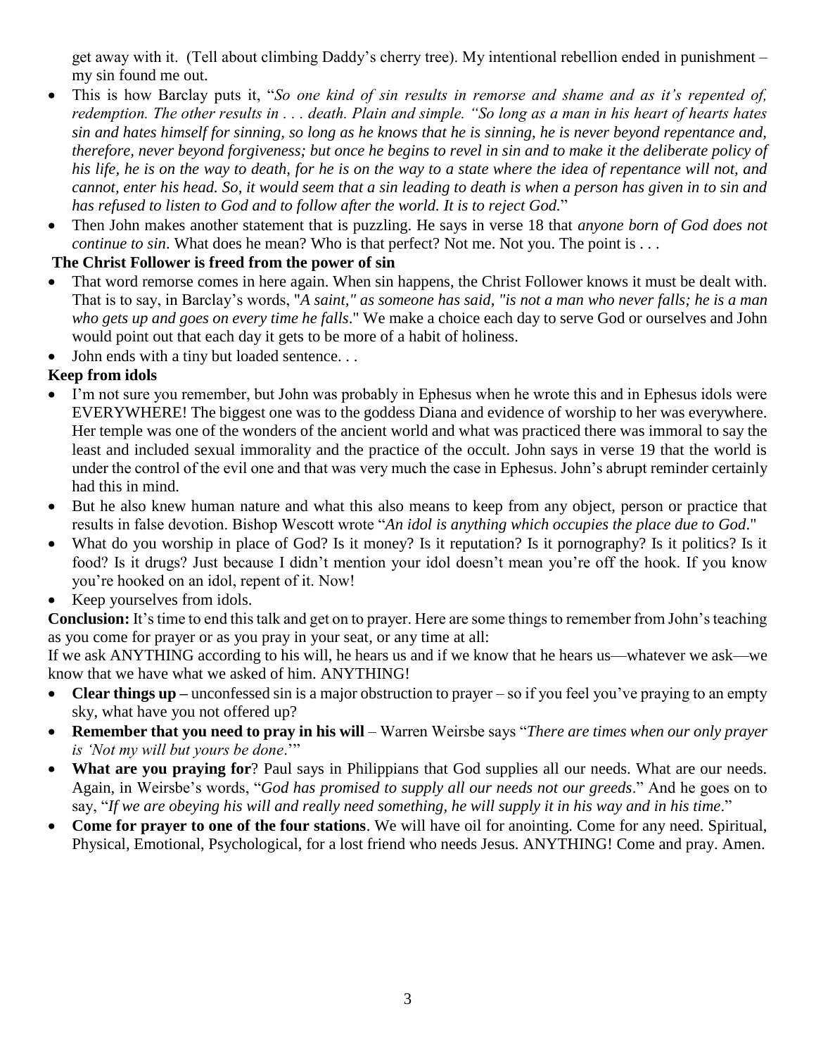get away with it. (Tell about climbing Daddy's cherry tree). My intentional rebellion ended in punishment – my sin found me out.

- This is how Barclay puts it, "*So one kind of sin results in remorse and shame and as it's repented of, redemption. The other results in . . . death. Plain and simple. "So long as a man in his heart of hearts hates sin and hates himself for sinning, so long as he knows that he is sinning, he is never beyond repentance and, therefore, never beyond forgiveness; but once he begins to revel in sin and to make it the deliberate policy of his life, he is on the way to death, for he is on the way to a state where the idea of repentance will not, and cannot, enter his head. So, it would seem that a sin leading to death is when a person has given in to sin and has refused to listen to God and to follow after the world. It is to reject God.*"
- Then John makes another statement that is puzzling. He says in verse 18 that *anyone born of God does not continue to sin*. What does he mean? Who is that perfect? Not me. Not you. The point is . . .

**The Christ Follower is freed from the power of sin**

- That word remorse comes in here again. When sin happens, the Christ Follower knows it must be dealt with. That is to say, in Barclay's words, "*A saint," as someone has said, "is not a man who never falls; he is a man who gets up and goes on every time he falls*." We make a choice each day to serve God or ourselves and John would point out that each day it gets to be more of a habit of holiness.
- John ends with a tiny but loaded sentence. . .

**Keep from idols**

- I'm not sure you remember, but John was probably in Ephesus when he wrote this and in Ephesus idols were EVERYWHERE! The biggest one was to the goddess Diana and evidence of worship to her was everywhere. Her temple was one of the wonders of the ancient world and what was practiced there was immoral to say the least and included sexual immorality and the practice of the occult. John says in verse 19 that the world is under the control of the evil one and that was very much the case in Ephesus. John's abrupt reminder certainly had this in mind.
- But he also knew human nature and what this also means to keep from any object, person or practice that results in false devotion. Bishop Wescott wrote "*An idol is anything which occupies the place due to God*."
- What do you worship in place of God? Is it money? Is it reputation? Is it pornography? Is it politics? Is it food? Is it drugs? Just because I didn't mention your idol doesn't mean you're off the hook. If you know you're hooked on an idol, repent of it. Now!
- Keep yourselves from idols.

**Conclusion:** It's time to end this talk and get on to prayer. Here are some things to remember from John's teaching as you come for prayer or as you pray in your seat, or any time at all:

If we ask ANYTHING according to his will, he hears us and if we know that he hears us—whatever we ask—we know that we have what we asked of him. ANYTHING!

- **Clear things up –** unconfessed sin is a major obstruction to prayer – so if you feel you've praying to an empty sky, what have you not offered up?
- **Remember that you need to pray in his will** – Warren Weirsbe says "*There are times when our only prayer is 'Not my will but yours be done*.'"
- **What are you praying for**? Paul says in Philippians that God supplies all our needs. What are our needs. Again, in Weirsbe's words, "*God has promised to supply all our needs not our greeds*." And he goes on to say, "*If we are obeying his will and really need something, he will supply it in his way and in his time*."
- **Come for prayer to one of the four stations**. We will have oil for anointing. Come for any need. Spiritual, Physical, Emotional, Psychological, for a lost friend who needs Jesus. ANYTHING! Come and pray. Amen.